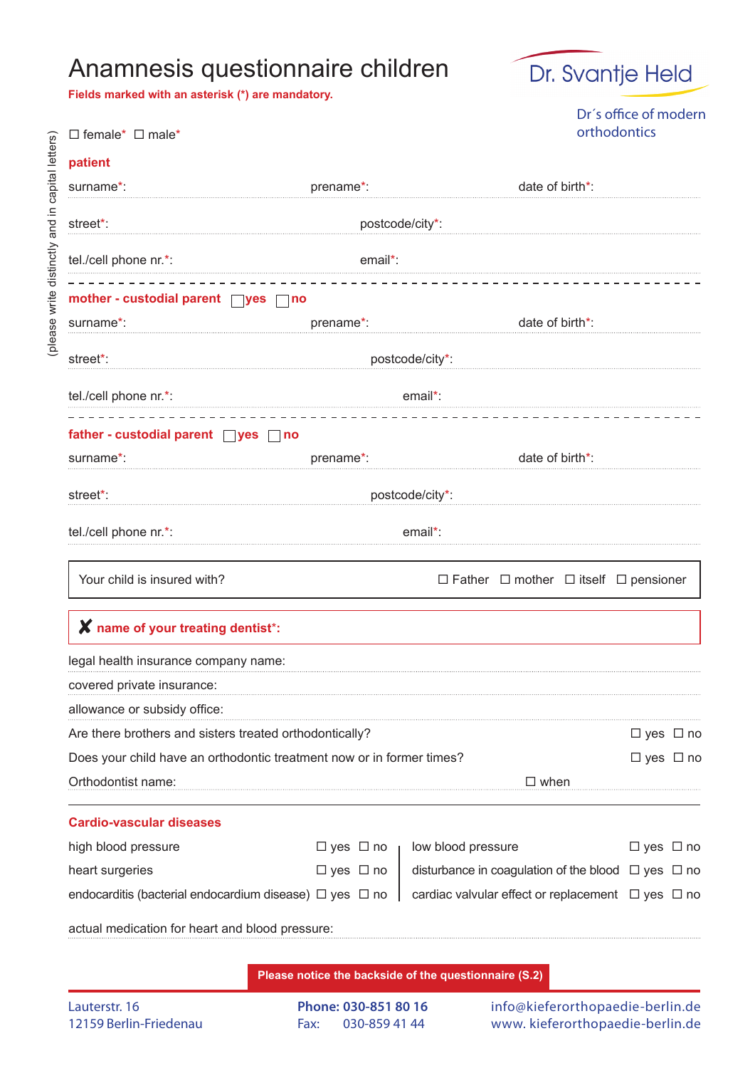# Anamnesis questionnaire children

**Fields marked with an asterisk (*) are mandatory.**

Dr. Svantje Held

Dr´s office of modern orthodontics

(please write distinctly and in capital letters)

☐ female* ☐ male*

## patient

surname*: prename*: date of birth*:

street*: postcode/city*:

tel./cell phone nr.*: email*:

## mother - custodial parent ☐ yes ☐ no

surname*: prename*: date of birth*:

street*: postcode/city*:

tel./cell phone nr.*: email*:

## father - custodial parent ☐ yes ☐ no

surname*: prename*: date of birth*:

street*: postcode/city*:

tel./cell phone nr.*: email*:

Your child is insured with? ☐ Father ☐ mother ☐ itself ☐ pensioner

✘ **name of your treating dentist*:**

legal health insurance company name:

covered private insurance:

allowance or subsidy office:

Are there brothers and sisters treated orthodontically? ☐ yes ☐ no

Does your child have an orthodontic treatment now or in former times? ☐ yes ☐ no

Orthodontist name: ☐ when

## Cardio-vascular diseases

| | | |
|---|---|---|
| high blood pressure | ☐ yes ☐ no | |
| heart surgeries | ☐ yes ☐ no | |
| endocarditis (bacterial endocardium disease) | ☐ yes ☐ no | |
| low blood pressure | ☐ yes ☐ no | |
| disturbance in coagulation of the blood | ☐ yes ☐ no | |
| cardiac valvular effect or replacement | ☐ yes ☐ no | |

actual medication for heart and blood pressure:

**Please notice the backside of the questionnaire (S.2)**

Lauterstr. 16
12159 Berlin-Friedenau

**Phone: 030-851 80 16**
Fax: 030-859 41 44

info@kieferorthopaedie-berlin.de
www. kieferorthopaedie-berlin.de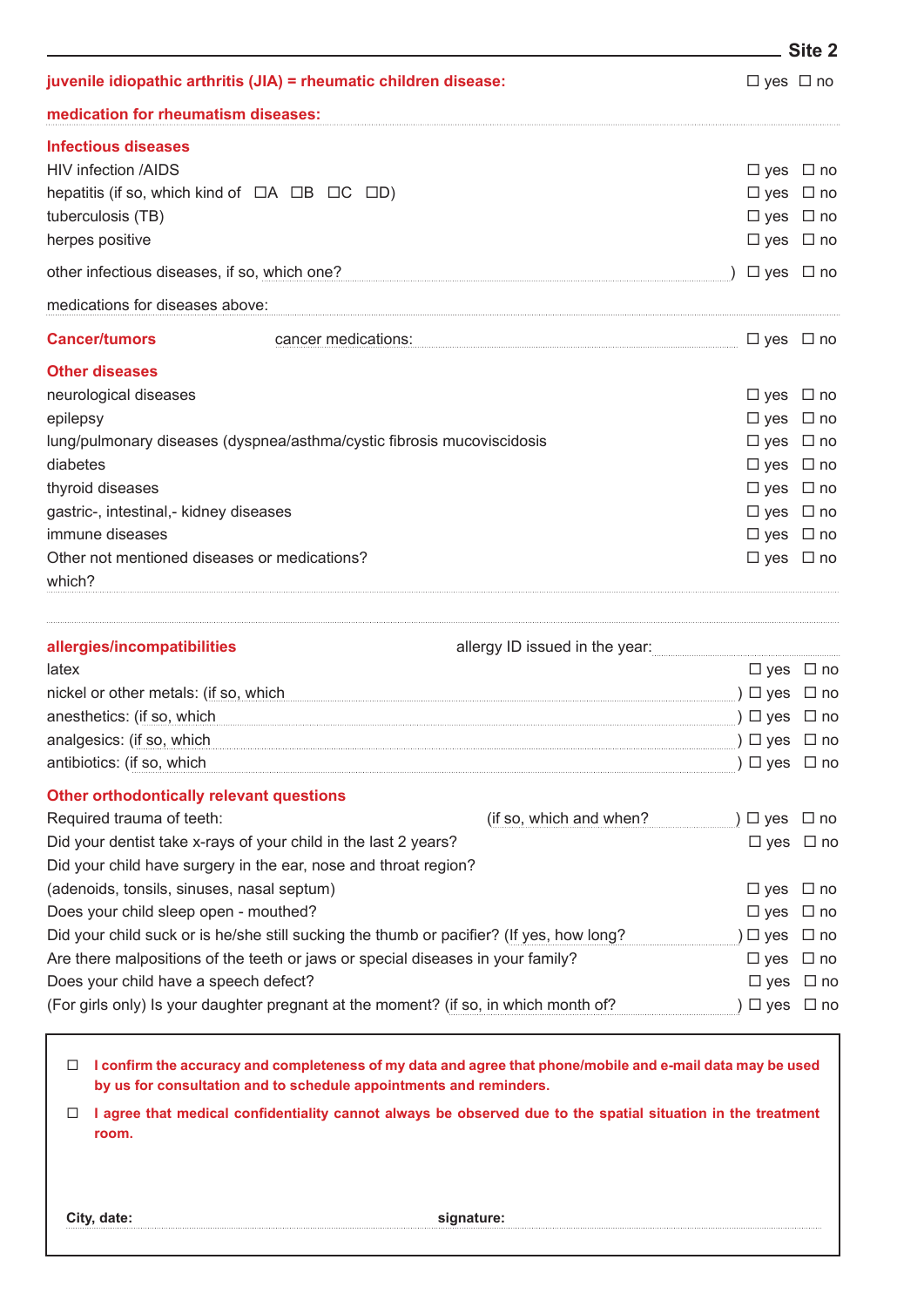Site 2

**juvenile idiopathic arthritis (JIA) = rheumatic children disease:** ☐ yes ☐ no

**medication for rheumatism diseases:**

## Infectious diseases

HIV infection /AIDS ☐ yes ☐ no

hepatitis (if so, which kind of ☐A ☐B ☐C ☐D) ☐ yes ☐ no

tuberculosis (TB) ☐ yes ☐ no

herpes positive ☐ yes ☐ no

other infectious diseases, if so, which one? ) ☐ yes ☐ no

medications for diseases above:

**Cancer/tumors** cancer medications: ☐ yes ☐ no

## Other diseases

neurological diseases ☐ yes ☐ no

epilepsy ☐ yes ☐ no

lung/pulmonary diseases (dyspnea/asthma/cystic fibrosis mucoviscidosis ☐ yes ☐ no

diabetes ☐ yes ☐ no

thyroid diseases ☐ yes ☐ no

gastric-, intestinal,- kidney diseases ☐ yes ☐ no

immune diseases ☐ yes ☐ no

Other not mentioned diseases or medications? ☐ yes ☐ no

which?

**allergies/incompatibilities** allergy ID issued in the year:

latex ☐ yes ☐ no

nickel or other metals: (if so, which ) ☐ yes ☐ no

anesthetics: (if so, which ) ☐ yes ☐ no

analgesics: (if so, which ) ☐ yes ☐ no

antibiotics: (if so, which ) ☐ yes ☐ no

## Other orthodontically relevant questions

Required trauma of teeth: (if so, which and when? ) ☐ yes ☐ no

Did your dentist take x-rays of your child in the last 2 years? ☐ yes ☐ no

Did your child have surgery in the ear, nose and throat region?
(adenoids, tonsils, sinuses, nasal septum) ☐ yes ☐ no

Does your child sleep open - mouthed? ☐ yes ☐ no

Did your child suck or is he/she still sucking the thumb or pacifier? (If yes, how long? ) ☐ yes ☐ no

Are there malpositions of the teeth or jaws or special diseases in your family? ☐ yes ☐ no

Does your child have a speech defect? ☐ yes ☐ no

(For girls only) Is your daughter pregnant at the moment? (if so, in which month of? ) ☐ yes ☐ no

☐ **I confirm the accuracy and completeness of my data and agree that phone/mobile and e-mail data may be used by us for consultation and to schedule appointments and reminders.**

☐ **I agree that medical confidentiality cannot always be observed due to the spatial situation in the treatment room.**

**City, date:** **signature:**